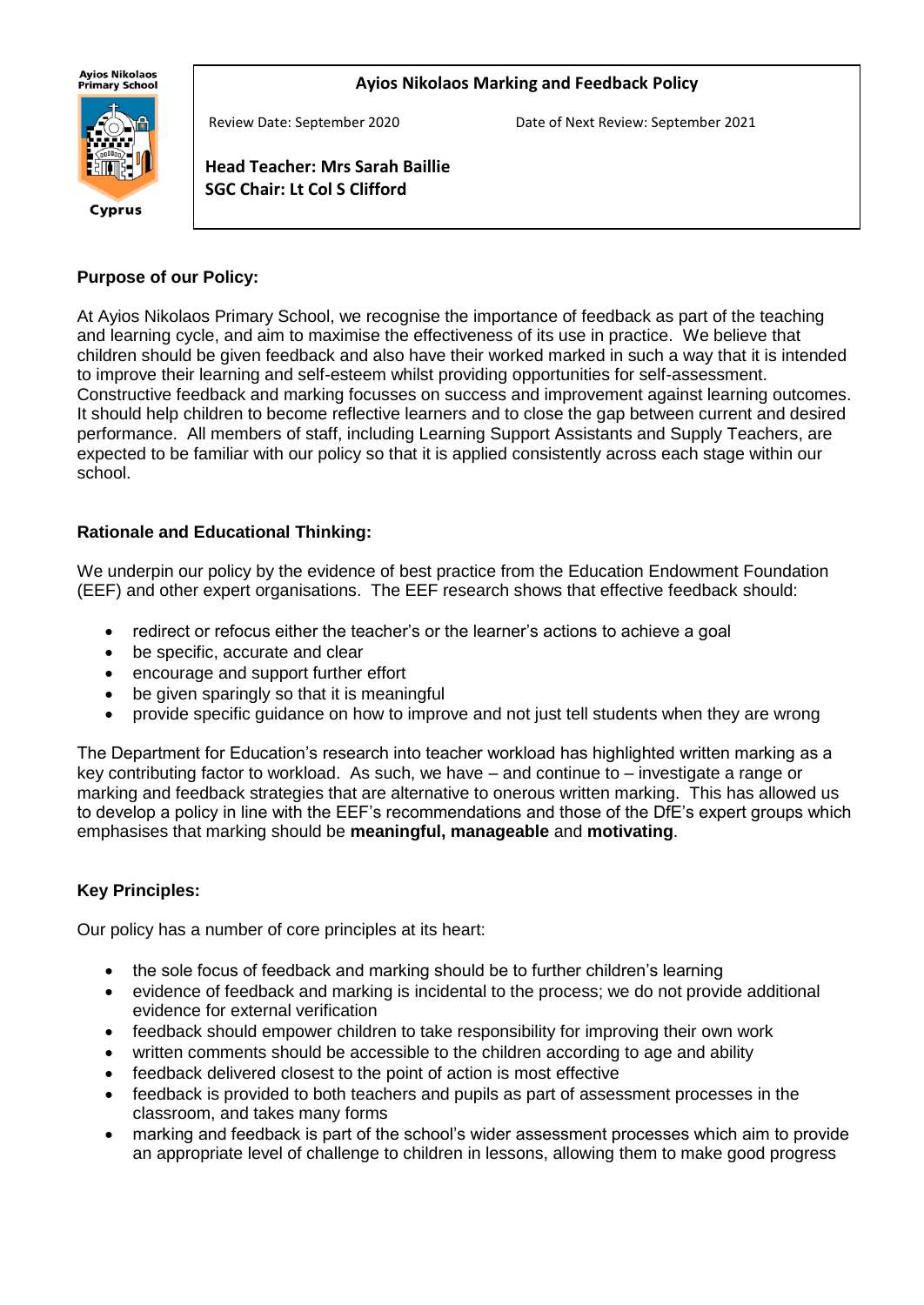Ayios Nikolaos Primary School

Cyprus

# Ayios Nikolaos Marking and Feedback Policy

Review Date: September 2020 Date of Next Review: September 2021

**Head Teacher: Mrs Sarah Baillie**
**SGC Chair: Lt Col S Clifford**

## Purpose of our Policy:

At Ayios Nikolaos Primary School, we recognise the importance of feedback as part of the teaching and learning cycle, and aim to maximise the effectiveness of its use in practice. We believe that children should be given feedback and also have their worked marked in such a way that it is intended to improve their learning and self-esteem whilst providing opportunities for self-assessment. Constructive feedback and marking focusses on success and improvement against learning outcomes. It should help children to become reflective learners and to close the gap between current and desired performance. All members of staff, including Learning Support Assistants and Supply Teachers, are expected to be familiar with our policy so that it is applied consistently across each stage within our school.

## Rationale and Educational Thinking:

We underpin our policy by the evidence of best practice from the Education Endowment Foundation (EEF) and other expert organisations. The EEF research shows that effective feedback should:

- redirect or refocus either the teacher's or the learner's actions to achieve a goal
- be specific, accurate and clear
- encourage and support further effort
- be given sparingly so that it is meaningful
- provide specific guidance on how to improve and not just tell students when they are wrong

The Department for Education's research into teacher workload has highlighted written marking as a key contributing factor to workload. As such, we have – and continue to – investigate a range or marking and feedback strategies that are alternative to onerous written marking. This has allowed us to develop a policy in line with the EEF's recommendations and those of the DfE's expert groups which emphasises that marking should be **meaningful, manageable** and **motivating**.

## Key Principles:

Our policy has a number of core principles at its heart:

- the sole focus of feedback and marking should be to further children's learning
- evidence of feedback and marking is incidental to the process; we do not provide additional evidence for external verification
- feedback should empower children to take responsibility for improving their own work
- written comments should be accessible to the children according to age and ability
- feedback delivered closest to the point of action is most effective
- feedback is provided to both teachers and pupils as part of assessment processes in the classroom, and takes many forms
- marking and feedback is part of the school's wider assessment processes which aim to provide an appropriate level of challenge to children in lessons, allowing them to make good progress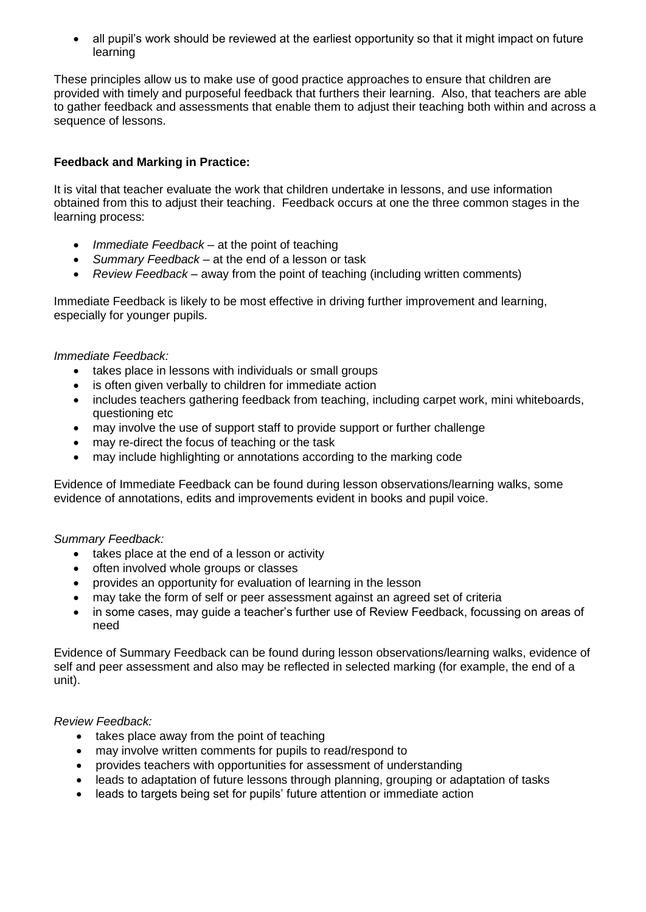- all pupil's work should be reviewed at the earliest opportunity so that it might impact on future learning

These principles allow us to make use of good practice approaches to ensure that children are provided with timely and purposeful feedback that furthers their learning. Also, that teachers are able to gather feedback and assessments that enable them to adjust their teaching both within and across a sequence of lessons.

**Feedback and Marking in Practice:**

It is vital that teacher evaluate the work that children undertake in lessons, and use information obtained from this to adjust their teaching. Feedback occurs at one the three common stages in the learning process:

- *Immediate Feedback* – at the point of teaching
- *Summary Feedback* – at the end of a lesson or task
- *Review Feedback* – away from the point of teaching (including written comments)

Immediate Feedback is likely to be most effective in driving further improvement and learning, especially for younger pupils.

*Immediate Feedback:*

- takes place in lessons with individuals or small groups
- is often given verbally to children for immediate action
- includes teachers gathering feedback from teaching, including carpet work, mini whiteboards, questioning etc
- may involve the use of support staff to provide support or further challenge
- may re-direct the focus of teaching or the task
- may include highlighting or annotations according to the marking code

Evidence of Immediate Feedback can be found during lesson observations/learning walks, some evidence of annotations, edits and improvements evident in books and pupil voice.

*Summary Feedback:*

- takes place at the end of a lesson or activity
- often involved whole groups or classes
- provides an opportunity for evaluation of learning in the lesson
- may take the form of self or peer assessment against an agreed set of criteria
- in some cases, may guide a teacher's further use of Review Feedback, focussing on areas of need

Evidence of Summary Feedback can be found during lesson observations/learning walks, evidence of self and peer assessment and also may be reflected in selected marking (for example, the end of a unit).

*Review Feedback:*

- takes place away from the point of teaching
- may involve written comments for pupils to read/respond to
- provides teachers with opportunities for assessment of understanding
- leads to adaptation of future lessons through planning, grouping or adaptation of tasks
- leads to targets being set for pupils' future attention or immediate action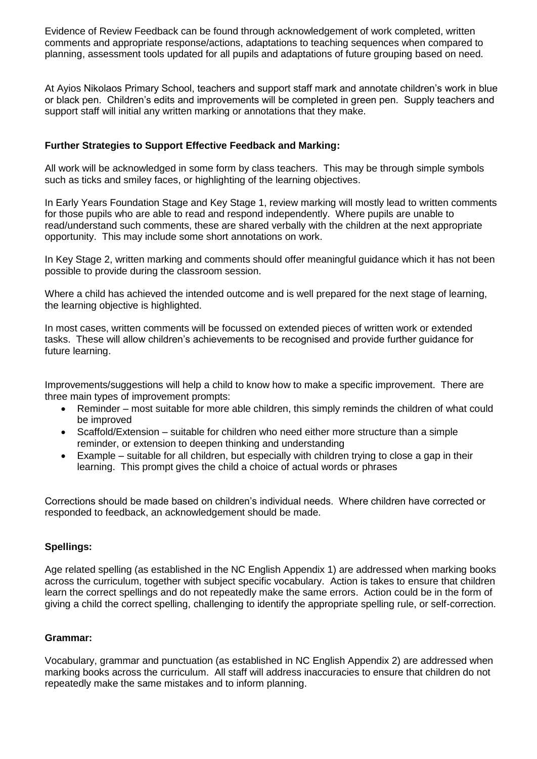Evidence of Review Feedback can be found through acknowledgement of work completed, written comments and appropriate response/actions, adaptations to teaching sequences when compared to planning, assessment tools updated for all pupils and adaptations of future grouping based on need.

At Ayios Nikolaos Primary School, teachers and support staff mark and annotate children's work in blue or black pen. Children's edits and improvements will be completed in green pen. Supply teachers and support staff will initial any written marking or annotations that they make.

**Further Strategies to Support Effective Feedback and Marking:**

All work will be acknowledged in some form by class teachers. This may be through simple symbols such as ticks and smiley faces, or highlighting of the learning objectives.

In Early Years Foundation Stage and Key Stage 1, review marking will mostly lead to written comments for those pupils who are able to read and respond independently. Where pupils are unable to read/understand such comments, these are shared verbally with the children at the next appropriate opportunity. This may include some short annotations on work.

In Key Stage 2, written marking and comments should offer meaningful guidance which it has not been possible to provide during the classroom session.

Where a child has achieved the intended outcome and is well prepared for the next stage of learning, the learning objective is highlighted.

In most cases, written comments will be focussed on extended pieces of written work or extended tasks. These will allow children's achievements to be recognised and provide further guidance for future learning.

Improvements/suggestions will help a child to know how to make a specific improvement. There are three main types of improvement prompts:

- Reminder – most suitable for more able children, this simply reminds the children of what could be improved
- Scaffold/Extension – suitable for children who need either more structure than a simple reminder, or extension to deepen thinking and understanding
- Example – suitable for all children, but especially with children trying to close a gap in their learning. This prompt gives the child a choice of actual words or phrases

Corrections should be made based on children's individual needs. Where children have corrected or responded to feedback, an acknowledgement should be made.

**Spellings:**

Age related spelling (as established in the NC English Appendix 1) are addressed when marking books across the curriculum, together with subject specific vocabulary. Action is takes to ensure that children learn the correct spellings and do not repeatedly make the same errors. Action could be in the form of giving a child the correct spelling, challenging to identify the appropriate spelling rule, or self-correction.

**Grammar:**

Vocabulary, grammar and punctuation (as established in NC English Appendix 2) are addressed when marking books across the curriculum. All staff will address inaccuracies to ensure that children do not repeatedly make the same mistakes and to inform planning.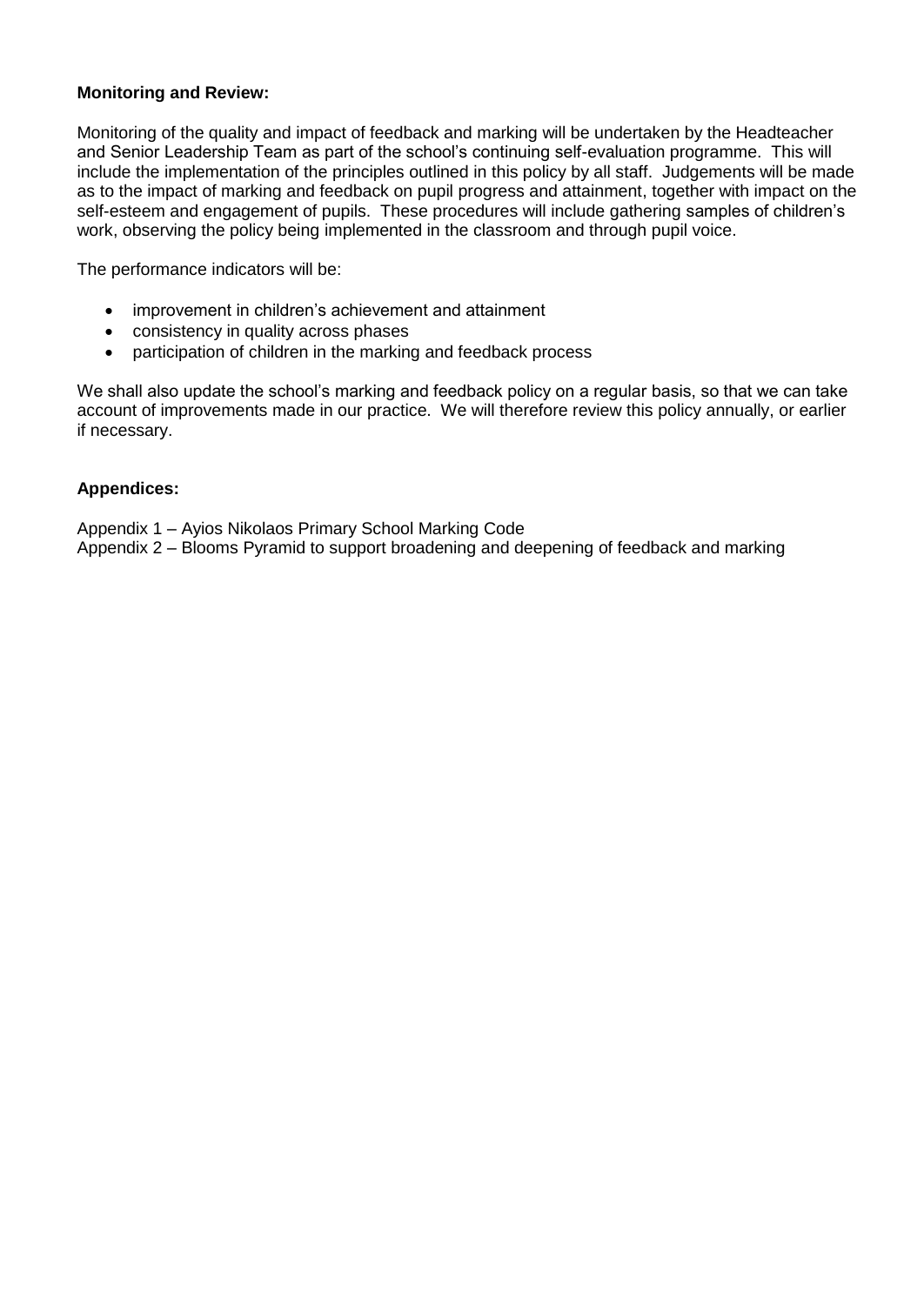**Monitoring and Review:**

Monitoring of the quality and impact of feedback and marking will be undertaken by the Headteacher and Senior Leadership Team as part of the school's continuing self-evaluation programme. This will include the implementation of the principles outlined in this policy by all staff. Judgements will be made as to the impact of marking and feedback on pupil progress and attainment, together with impact on the self-esteem and engagement of pupils. These procedures will include gathering samples of children's work, observing the policy being implemented in the classroom and through pupil voice.

The performance indicators will be:

- improvement in children's achievement and attainment
- consistency in quality across phases
- participation of children in the marking and feedback process

We shall also update the school's marking and feedback policy on a regular basis, so that we can take account of improvements made in our practice. We will therefore review this policy annually, or earlier if necessary.

**Appendices:**

Appendix 1 – Ayios Nikolaos Primary School Marking Code
Appendix 2 – Blooms Pyramid to support broadening and deepening of feedback and marking